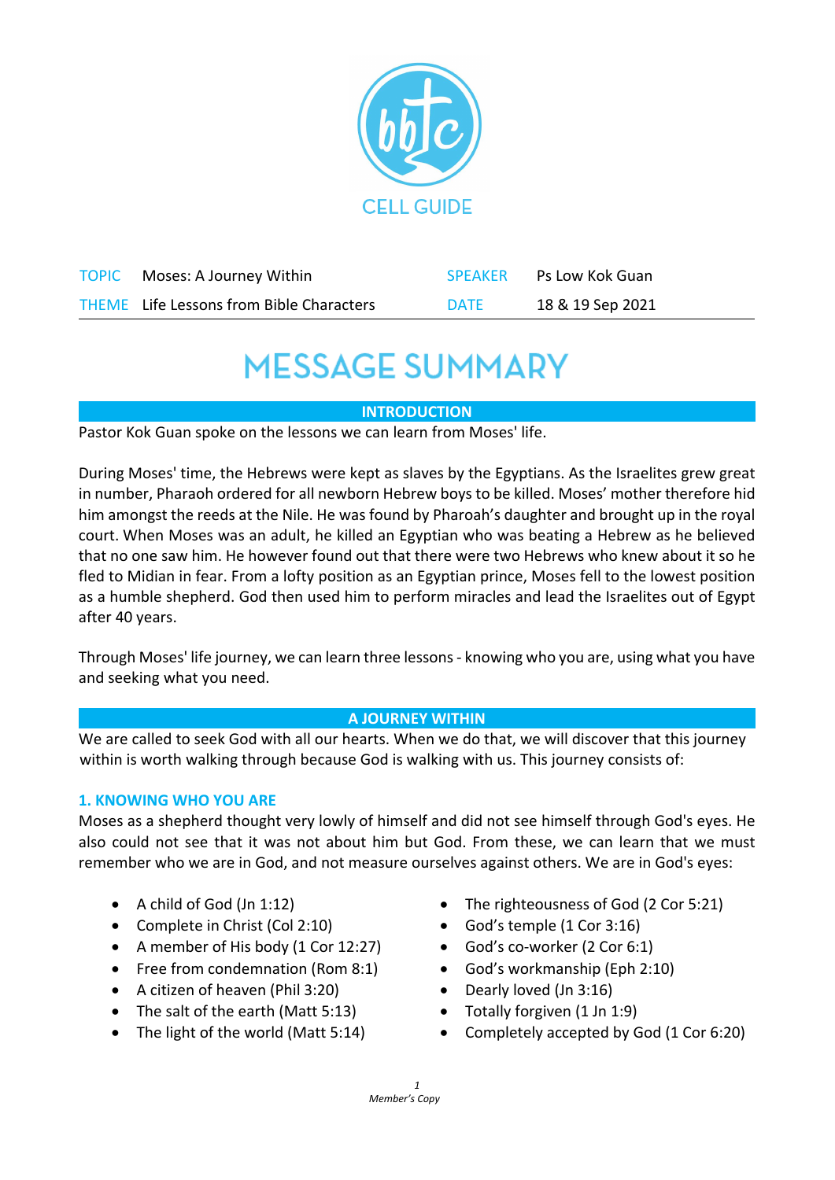CELL GUIDE

| | | | |
|---|---|---|---|
| TOPIC | Moses: A Journey Within | SPEAKER | Ps Low Kok Guan |
| THEME | Life Lessons from Bible Characters | DATE | 18 & 19 Sep 2021 |

# MESSAGE SUMMARY

## INTRODUCTION

Pastor Kok Guan spoke on the lessons we can learn from Moses' life.

During Moses' time, the Hebrews were kept as slaves by the Egyptians. As the Israelites grew great in number, Pharaoh ordered for all newborn Hebrew boys to be killed. Moses' mother therefore hid him amongst the reeds at the Nile. He was found by Pharoah's daughter and brought up in the royal court. When Moses was an adult, he killed an Egyptian who was beating a Hebrew as he believed that no one saw him. He however found out that there were two Hebrews who knew about it so he fled to Midian in fear. From a lofty position as an Egyptian prince, Moses fell to the lowest position as a humble shepherd. God then used him to perform miracles and lead the Israelites out of Egypt after 40 years.

Through Moses' life journey, we can learn three lessons - knowing who you are, using what you have and seeking what you need.

## A JOURNEY WITHIN

We are called to seek God with all our hearts. When we do that, we will discover that this journey within is worth walking through because God is walking with us. This journey consists of:

### 1. KNOWING WHO YOU ARE

Moses as a shepherd thought very lowly of himself and did not see himself through God's eyes. He also could not see that it was not about him but God. From these, we can learn that we must remember who we are in God, and not measure ourselves against others. We are in God's eyes:

- A child of God (Jn 1:12)
- Complete in Christ (Col 2:10)
- A member of His body (1 Cor 12:27)
- Free from condemnation (Rom 8:1)
- A citizen of heaven (Phil 3:20)
- The salt of the earth (Matt 5:13)
- The light of the world (Matt 5:14)
- The righteousness of God (2 Cor 5:21)
- God's temple (1 Cor 3:16)
- God's co-worker (2 Cor 6:1)
- God's workmanship (Eph 2:10)
- Dearly loved (Jn 3:16)
- Totally forgiven (1 Jn 1:9)
- Completely accepted by God (1 Cor 6:20)

*Member's Copy*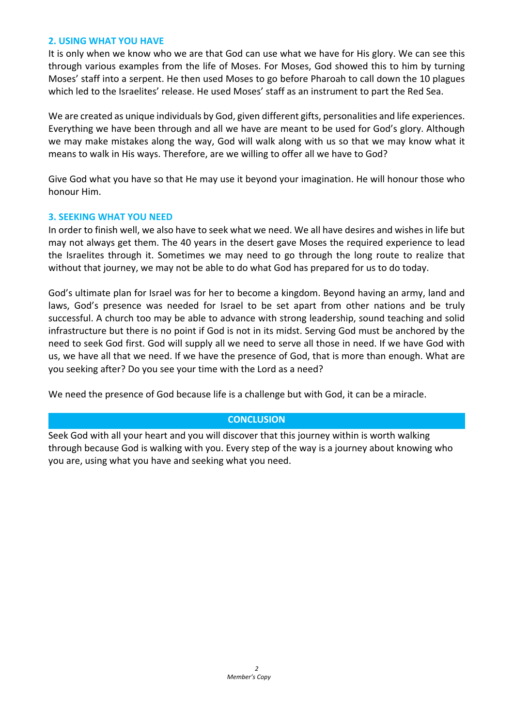### 2. USING WHAT YOU HAVE

It is only when we know who we are that God can use what we have for His glory. We can see this through various examples from the life of Moses. For Moses, God showed this to him by turning Moses' staff into a serpent. He then used Moses to go before Pharoah to call down the 10 plagues which led to the Israelites' release. He used Moses' staff as an instrument to part the Red Sea.

We are created as unique individuals by God, given different gifts, personalities and life experiences. Everything we have been through and all we have are meant to be used for God's glory. Although we may make mistakes along the way, God will walk along with us so that we may know what it means to walk in His ways. Therefore, are we willing to offer all we have to God?

Give God what you have so that He may use it beyond your imagination. He will honour those who honour Him.

### 3. SEEKING WHAT YOU NEED

In order to finish well, we also have to seek what we need. We all have desires and wishes in life but may not always get them. The 40 years in the desert gave Moses the required experience to lead the Israelites through it. Sometimes we may need to go through the long route to realize that without that journey, we may not be able to do what God has prepared for us to do today.

God's ultimate plan for Israel was for her to become a kingdom. Beyond having an army, land and laws, God's presence was needed for Israel to be set apart from other nations and be truly successful. A church too may be able to advance with strong leadership, sound teaching and solid infrastructure but there is no point if God is not in its midst. Serving God must be anchored by the need to seek God first. God will supply all we need to serve all those in need. If we have God with us, we have all that we need. If we have the presence of God, that is more than enough. What are you seeking after? Do you see your time with the Lord as a need?

We need the presence of God because life is a challenge but with God, it can be a miracle.

## CONCLUSION

Seek God with all your heart and you will discover that this journey within is worth walking through because God is walking with you. Every step of the way is a journey about knowing who you are, using what you have and seeking what you need.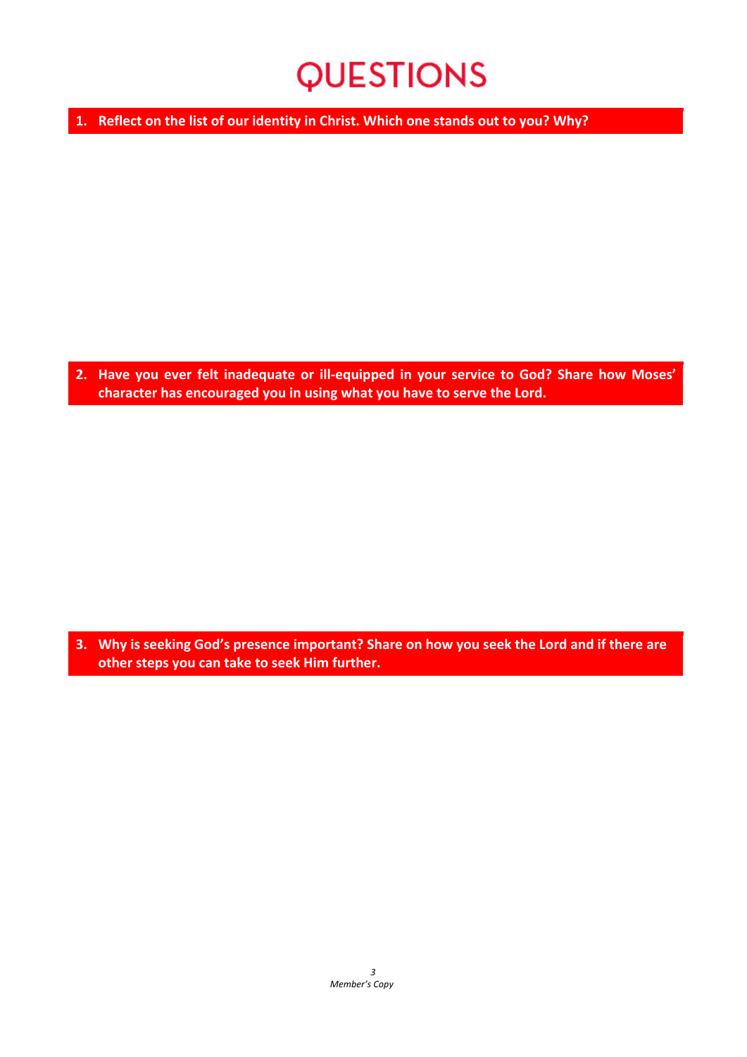# QUESTIONS

**1. Reflect on the list of our identity in Christ. Which one stands out to you? Why?**

**2. Have you ever felt inadequate or ill-equipped in your service to God? Share how Moses' character has encouraged you in using what you have to serve the Lord.**

**3. Why is seeking God's presence important? Share on how you seek the Lord and if there are other steps you can take to seek Him further.**

*Member's Copy*